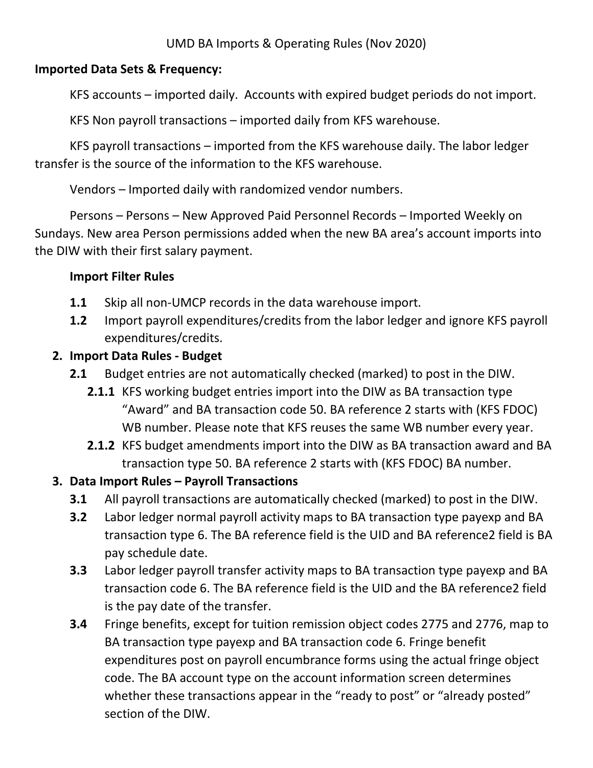UMD BA Imports & Operating Rules (Nov 2020)

**Imported Data Sets & Frequency:**

KFS accounts – imported daily. Accounts with expired budget periods do not import.

KFS Non payroll transactions – imported daily from KFS warehouse.

KFS payroll transactions – imported from the KFS warehouse daily. The labor ledger transfer is the source of the information to the KFS warehouse.

Vendors – Imported daily with randomized vendor numbers.

Persons – Persons – New Approved Paid Personnel Records – Imported Weekly on Sundays. New area Person permissions added when the new BA area's account imports into the DIW with their first salary payment.

**Import Filter Rules**

- **1.1** Skip all non-UMCP records in the data warehouse import.
- **1.2** Import payroll expenditures/credits from the labor ledger and ignore KFS payroll expenditures/credits.

**2. Import Data Rules - Budget**

- **2.1** Budget entries are not automatically checked (marked) to post in the DIW.
  - **2.1.1** KFS working budget entries import into the DIW as BA transaction type "Award" and BA transaction code 50. BA reference 2 starts with (KFS FDOC) WB number. Please note that KFS reuses the same WB number every year.
  - **2.1.2** KFS budget amendments import into the DIW as BA transaction award and BA transaction type 50. BA reference 2 starts with (KFS FDOC) BA number.

**3. Data Import Rules – Payroll Transactions**

- **3.1** All payroll transactions are automatically checked (marked) to post in the DIW.
- **3.2** Labor ledger normal payroll activity maps to BA transaction type payexp and BA transaction type 6. The BA reference field is the UID and BA reference2 field is BA pay schedule date.
- **3.3** Labor ledger payroll transfer activity maps to BA transaction type payexp and BA transaction code 6. The BA reference field is the UID and the BA reference2 field is the pay date of the transfer.
- **3.4** Fringe benefits, except for tuition remission object codes 2775 and 2776, map to BA transaction type payexp and BA transaction code 6. Fringe benefit expenditures post on payroll encumbrance forms using the actual fringe object code. The BA account type on the account information screen determines whether these transactions appear in the "ready to post" or "already posted" section of the DIW.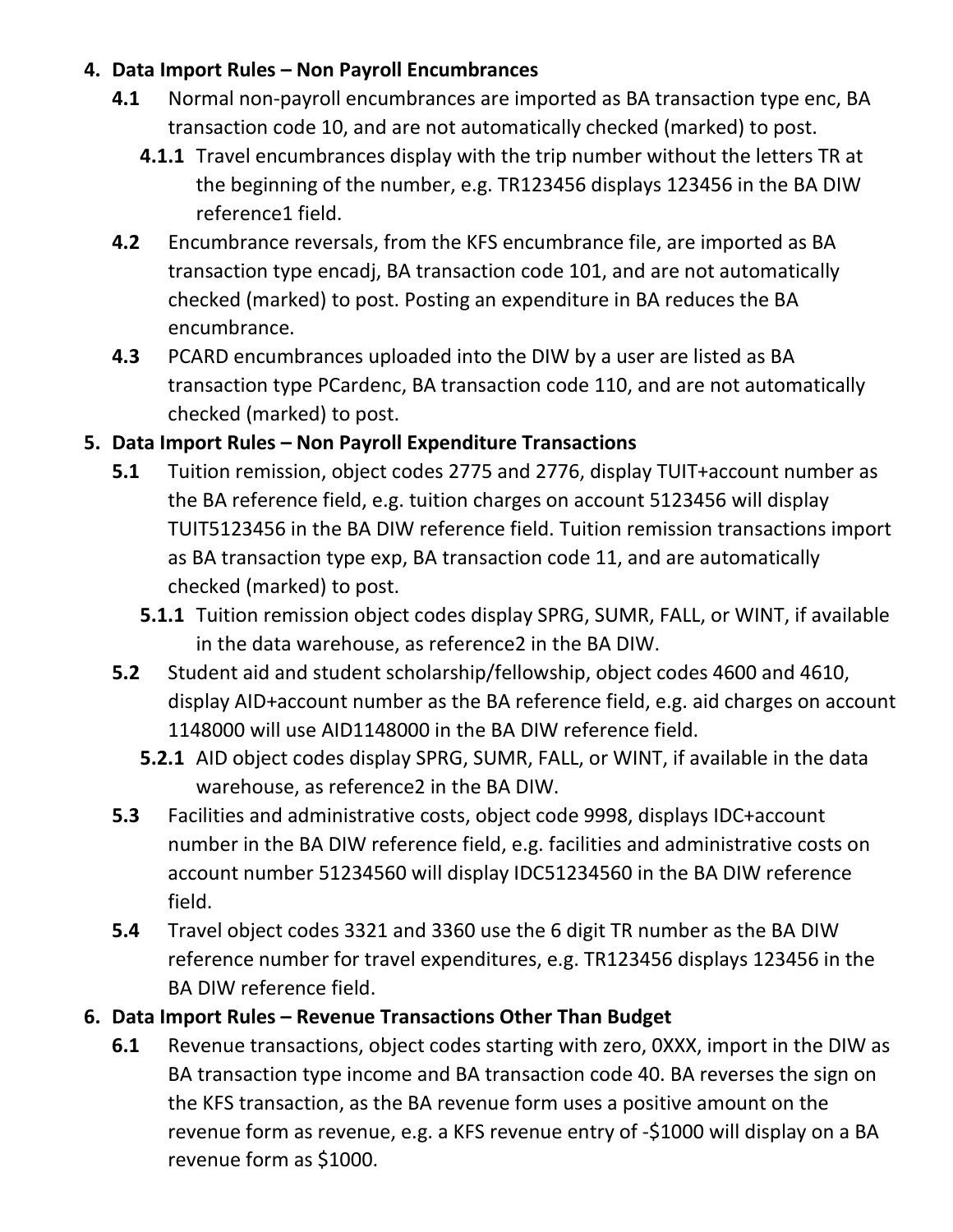4. **Data Import Rules – Non Payroll Encumbrances**
   - **4.1** Normal non-payroll encumbrances are imported as BA transaction type enc, BA transaction code 10, and are not automatically checked (marked) to post.
     - **4.1.1** Travel encumbrances display with the trip number without the letters TR at the beginning of the number, e.g. TR123456 displays 123456 in the BA DIW reference1 field.
   - **4.2** Encumbrance reversals, from the KFS encumbrance file, are imported as BA transaction type encadj, BA transaction code 101, and are not automatically checked (marked) to post. Posting an expenditure in BA reduces the BA encumbrance.
   - **4.3** PCARD encumbrances uploaded into the DIW by a user are listed as BA transaction type PCardenc, BA transaction code 110, and are not automatically checked (marked) to post.
5. **Data Import Rules – Non Payroll Expenditure Transactions**
   - **5.1** Tuition remission, object codes 2775 and 2776, display TUIT+account number as the BA reference field, e.g. tuition charges on account 5123456 will display TUIT5123456 in the BA DIW reference field. Tuition remission transactions import as BA transaction type exp, BA transaction code 11, and are automatically checked (marked) to post.
     - **5.1.1** Tuition remission object codes display SPRG, SUMR, FALL, or WINT, if available in the data warehouse, as reference2 in the BA DIW.
   - **5.2** Student aid and student scholarship/fellowship, object codes 4600 and 4610, display AID+account number as the BA reference field, e.g. aid charges on account 1148000 will use AID1148000 in the BA DIW reference field.
     - **5.2.1** AID object codes display SPRG, SUMR, FALL, or WINT, if available in the data warehouse, as reference2 in the BA DIW.
   - **5.3** Facilities and administrative costs, object code 9998, displays IDC+account number in the BA DIW reference field, e.g. facilities and administrative costs on account number 51234560 will display IDC51234560 in the BA DIW reference field.
   - **5.4** Travel object codes 3321 and 3360 use the 6 digit TR number as the BA DIW reference number for travel expenditures, e.g. TR123456 displays 123456 in the BA DIW reference field.
6. **Data Import Rules – Revenue Transactions Other Than Budget**
   - **6.1** Revenue transactions, object codes starting with zero, 0XXX, import in the DIW as BA transaction type income and BA transaction code 40. BA reverses the sign on the KFS transaction, as the BA revenue form uses a positive amount on the revenue form as revenue, e.g. a KFS revenue entry of -$1000 will display on a BA revenue form as $1000.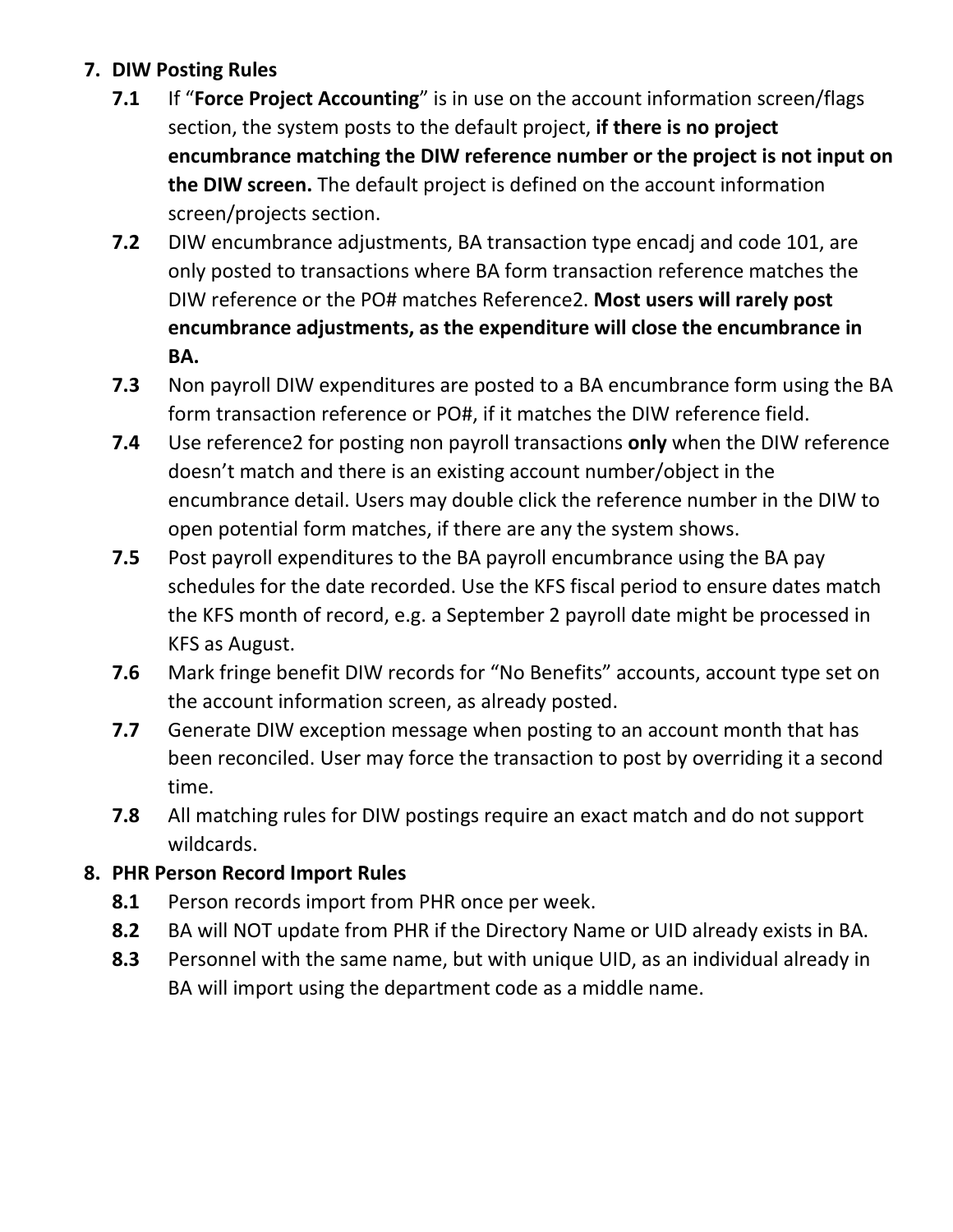7. **DIW Posting Rules**
   - **7.1** If "**Force Project Accounting**" is in use on the account information screen/flags section, the system posts to the default project, **if there is no project encumbrance matching the DIW reference number or the project is not input on the DIW screen.** The default project is defined on the account information screen/projects section.
   - **7.2** DIW encumbrance adjustments, BA transaction type encadj and code 101, are only posted to transactions where BA form transaction reference matches the DIW reference or the PO# matches Reference2. **Most users will rarely post encumbrance adjustments, as the expenditure will close the encumbrance in BA.**
   - **7.3** Non payroll DIW expenditures are posted to a BA encumbrance form using the BA form transaction reference or PO#, if it matches the DIW reference field.
   - **7.4** Use reference2 for posting non payroll transactions **only** when the DIW reference doesn't match and there is an existing account number/object in the encumbrance detail. Users may double click the reference number in the DIW to open potential form matches, if there are any the system shows.
   - **7.5** Post payroll expenditures to the BA payroll encumbrance using the BA pay schedules for the date recorded. Use the KFS fiscal period to ensure dates match the KFS month of record, e.g. a September 2 payroll date might be processed in KFS as August.
   - **7.6** Mark fringe benefit DIW records for "No Benefits" accounts, account type set on the account information screen, as already posted.
   - **7.7** Generate DIW exception message when posting to an account month that has been reconciled. User may force the transaction to post by overriding it a second time.
   - **7.8** All matching rules for DIW postings require an exact match and do not support wildcards.
8. **PHR Person Record Import Rules**
   - **8.1** Person records import from PHR once per week.
   - **8.2** BA will NOT update from PHR if the Directory Name or UID already exists in BA.
   - **8.3** Personnel with the same name, but with unique UID, as an individual already in BA will import using the department code as a middle name.